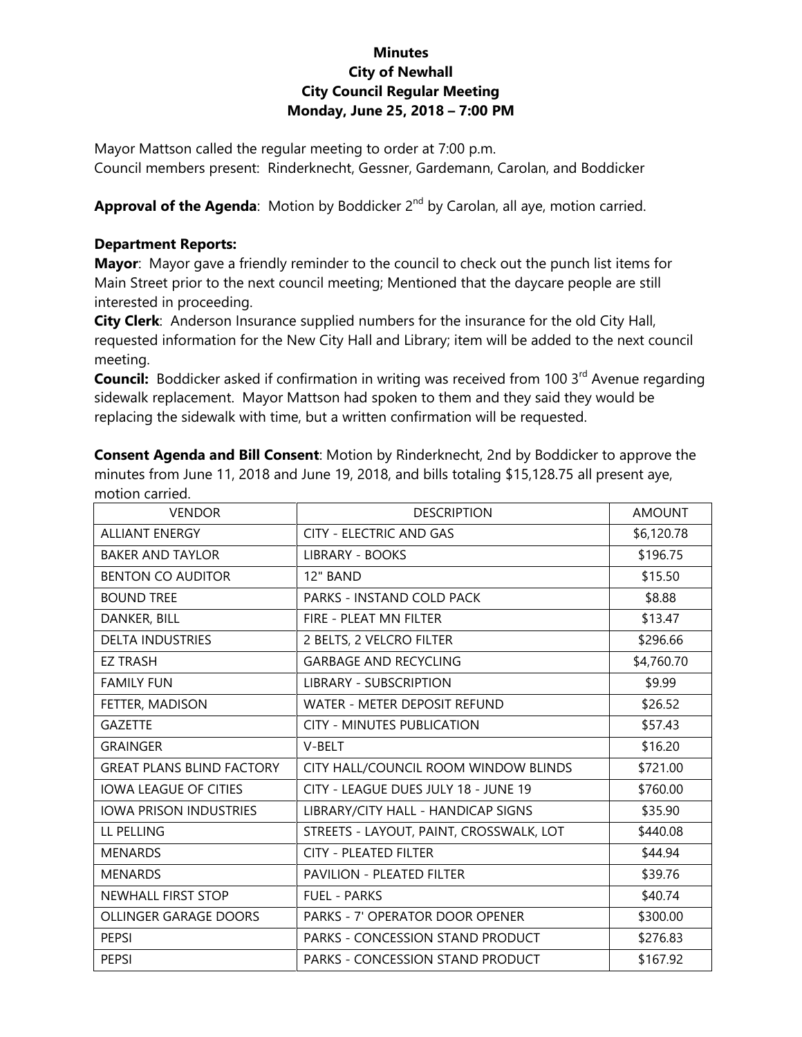**Minutes**
**City of Newhall**
**City Council Regular Meeting**
**Monday, June 25, 2018 – 7:00 PM**

Mayor Mattson called the regular meeting to order at 7:00 p.m.
Council members present: Rinderknecht, Gessner, Gardemann, Carolan, and Boddicker

**Approval of the Agenda**: Motion by Boddicker 2nd by Carolan, all aye, motion carried.

**Department Reports:**

**Mayor**: Mayor gave a friendly reminder to the council to check out the punch list items for Main Street prior to the next council meeting; Mentioned that the daycare people are still interested in proceeding.

**City Clerk**: Anderson Insurance supplied numbers for the insurance for the old City Hall, requested information for the New City Hall and Library; item will be added to the next council meeting.

**Council:** Boddicker asked if confirmation in writing was received from 100 3rd Avenue regarding sidewalk replacement. Mayor Mattson had spoken to them and they said they would be replacing the sidewalk with time, but a written confirmation will be requested.

**Consent Agenda and Bill Consent**: Motion by Rinderknecht, 2nd by Boddicker to approve the minutes from June 11, 2018 and June 19, 2018, and bills totaling $15,128.75 all present aye, motion carried.

| VENDOR | DESCRIPTION | AMOUNT |
|---|---|---|
| ALLIANT ENERGY | CITY - ELECTRIC AND GAS | $6,120.78 |
| BAKER AND TAYLOR | LIBRARY - BOOKS | $196.75 |
| BENTON CO AUDITOR | 12" BAND | $15.50 |
| BOUND TREE | PARKS - INSTAND COLD PACK | $8.88 |
| DANKER, BILL | FIRE - PLEAT MN FILTER | $13.47 |
| DELTA INDUSTRIES | 2 BELTS, 2 VELCRO FILTER | $296.66 |
| EZ TRASH | GARBAGE AND RECYCLING | $4,760.70 |
| FAMILY FUN | LIBRARY - SUBSCRIPTION | $9.99 |
| FETTER, MADISON | WATER - METER DEPOSIT REFUND | $26.52 |
| GAZETTE | CITY - MINUTES PUBLICATION | $57.43 |
| GRAINGER | V-BELT | $16.20 |
| GREAT PLANS BLIND FACTORY | CITY HALL/COUNCIL ROOM WINDOW BLINDS | $721.00 |
| IOWA LEAGUE OF CITIES | CITY - LEAGUE DUES JULY 18 - JUNE 19 | $760.00 |
| IOWA PRISON INDUSTRIES | LIBRARY/CITY HALL - HANDICAP SIGNS | $35.90 |
| LL PELLING | STREETS - LAYOUT, PAINT, CROSSWALK, LOT | $440.08 |
| MENARDS | CITY - PLEATED FILTER | $44.94 |
| MENARDS | PAVILION - PLEATED FILTER | $39.76 |
| NEWHALL FIRST STOP | FUEL - PARKS | $40.74 |
| OLLINGER GARAGE DOORS | PARKS - 7' OPERATOR DOOR OPENER | $300.00 |
| PEPSI | PARKS - CONCESSION STAND PRODUCT | $276.83 |
| PEPSI | PARKS - CONCESSION STAND PRODUCT | $167.92 |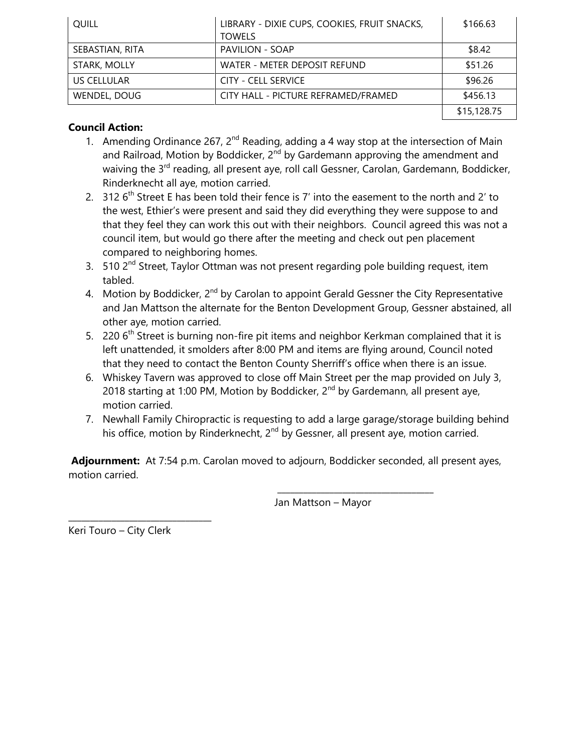| | | |
|---|---|---|
| QUILL | LIBRARY - DIXIE CUPS, COOKIES, FRUIT SNACKS, TOWELS | $166.63 |
| SEBASTIAN, RITA | PAVILION - SOAP | $8.42 |
| STARK, MOLLY | WATER - METER DEPOSIT REFUND | $51.26 |
| US CELLULAR | CITY - CELL SERVICE | $96.26 |
| WENDEL, DOUG | CITY HALL - PICTURE REFRAMED/FRAMED | $456.13 |
| | | $15,128.75 |

**Council Action:**

1. Amending Ordinance 267, 2nd Reading, adding a 4 way stop at the intersection of Main and Railroad, Motion by Boddicker, 2nd by Gardemann approving the amendment and waiving the 3rd reading, all present aye, roll call Gessner, Carolan, Gardemann, Boddicker, Rinderknecht all aye, motion carried.
2. 312 6th Street E has been told their fence is 7' into the easement to the north and 2' to the west, Ethier's were present and said they did everything they were suppose to and that they feel they can work this out with their neighbors. Council agreed this was not a council item, but would go there after the meeting and check out pen placement compared to neighboring homes.
3. 510 2nd Street, Taylor Ottman was not present regarding pole building request, item tabled.
4. Motion by Boddicker, 2nd by Carolan to appoint Gerald Gessner the City Representative and Jan Mattson the alternate for the Benton Development Group, Gessner abstained, all other aye, motion carried.
5. 220 6th Street is burning non-fire pit items and neighbor Kerkman complained that it is left unattended, it smolders after 8:00 PM and items are flying around, Council noted that they need to contact the Benton County Sherriff's office when there is an issue.
6. Whiskey Tavern was approved to close off Main Street per the map provided on July 3, 2018 starting at 1:00 PM, Motion by Boddicker, 2nd by Gardemann, all present aye, motion carried.
7. Newhall Family Chiropractic is requesting to add a large garage/storage building behind his office, motion by Rinderknecht, 2nd by Gessner, all present aye, motion carried.

**Adjournment:** At 7:54 p.m. Carolan moved to adjourn, Boddicker seconded, all present ayes, motion carried.

\_\_\_\_\_\_\_\_\_\_\_\_\_\_\_\_\_\_\_\_\_\_\_\_\_\_\_\_\_\_\_\_\_\_
Jan Mattson – Mayor

\_\_\_\_\_\_\_\_\_\_\_\_\_\_\_\_\_\_\_\_\_\_\_\_\_\_\_\_\_\_\_\_
Keri Touro – City Clerk